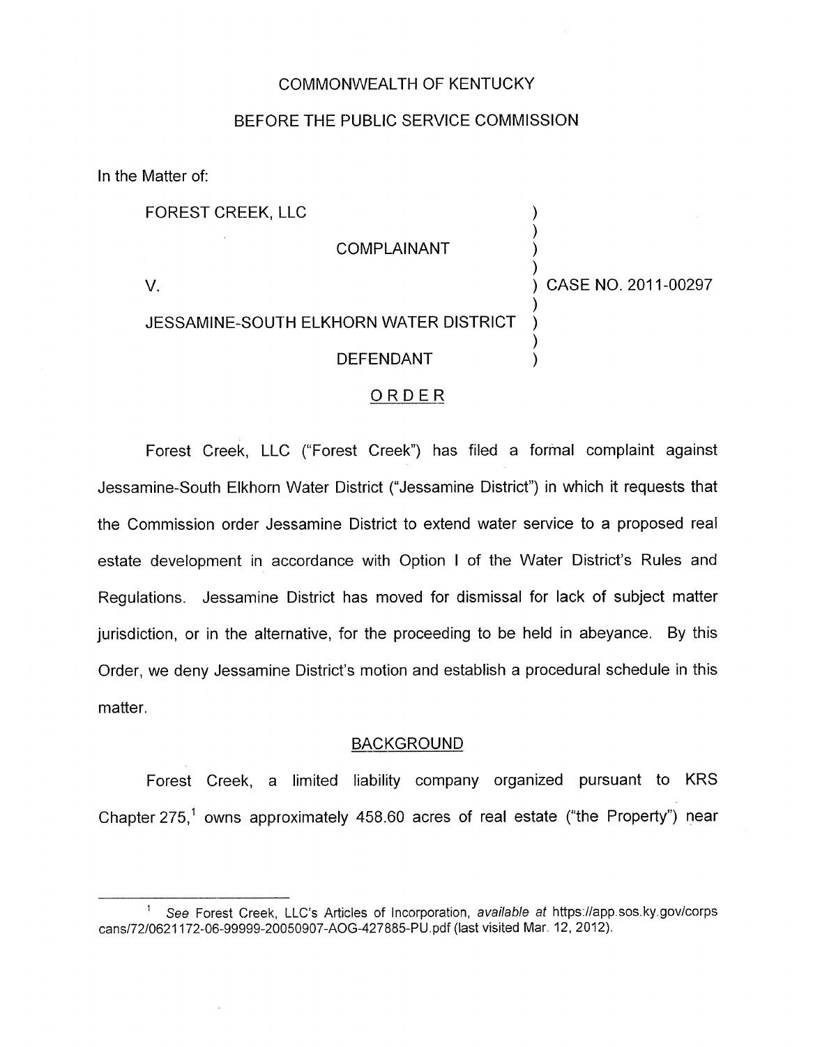COMMONWEALTH OF KENTUCKY

BEFORE THE PUBLIC SERVICE COMMISSION

In the Matter of:

FOREST CREEK, LLC

COMPLAINANT

V.

JESSAMINE-SOUTH ELKHORN WATER DISTRICT

DEFENDANT

CASE NO. 2011-00297

## ORDER

Forest Creek, LLC ("Forest Creek") has filed a formal complaint against Jessamine-South Elkhorn Water District ("Jessamine District") in which it requests that the Commission order Jessamine District to extend water service to a proposed real estate development in accordance with Option I of the Water District's Rules and Regulations. Jessamine District has moved for dismissal for lack of subject matter jurisdiction, or in the alternative, for the proceeding to be held in abeyance. By this Order, we deny Jessamine District's motion and establish a procedural schedule in this matter.

## BACKGROUND

Forest Creek, a limited liability company organized pursuant to KRS Chapter 275,[1] owns approximately 458.60 acres of real estate ("the Property") near

---

[1] *See* Forest Creek, LLC's Articles of Incorporation, *available at* https://app.sos.ky.gov/corpscans/72/0621172-06-99999-20050907-AOG-427885-PU.pdf (last visited Mar. 12, 2012).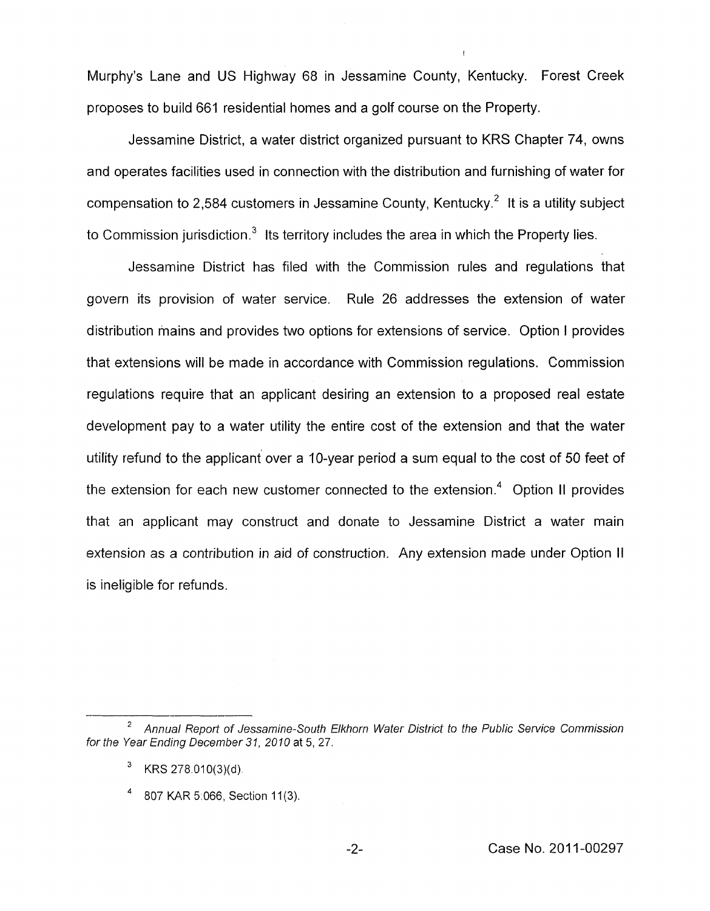Murphy's Lane and US Highway 68 in Jessamine County, Kentucky. Forest Creek proposes to build 661 residential homes and a golf course on the Property.

Jessamine District, a water district organized pursuant to KRS Chapter 74, owns and operates facilities used in connection with the distribution and furnishing of water for compensation to 2,584 customers in Jessamine County, Kentucky.[2] It is a utility subject to Commission jurisdiction.[3] Its territory includes the area in which the Property lies.

Jessamine District has filed with the Commission rules and regulations that govern its provision of water service. Rule 26 addresses the extension of water distribution mains and provides two options for extensions of service. Option I provides that extensions will be made in accordance with Commission regulations. Commission regulations require that an applicant desiring an extension to a proposed real estate development pay to a water utility the entire cost of the extension and that the water utility refund to the applicant over a 10-year period a sum equal to the cost of 50 feet of the extension for each new customer connected to the extension.[4] Option II provides that an applicant may construct and donate to Jessamine District a water main extension as a contribution in aid of construction. Any extension made under Option II is ineligible for refunds.

---

[2] *Annual Report of Jessamine-South Elkhorn Water District to the Public Service Commission for the Year Ending December 31, 2010* at 5, 27.

[3] KRS 278.010(3)(d).

[4] 807 KAR 5:066, Section 11(3).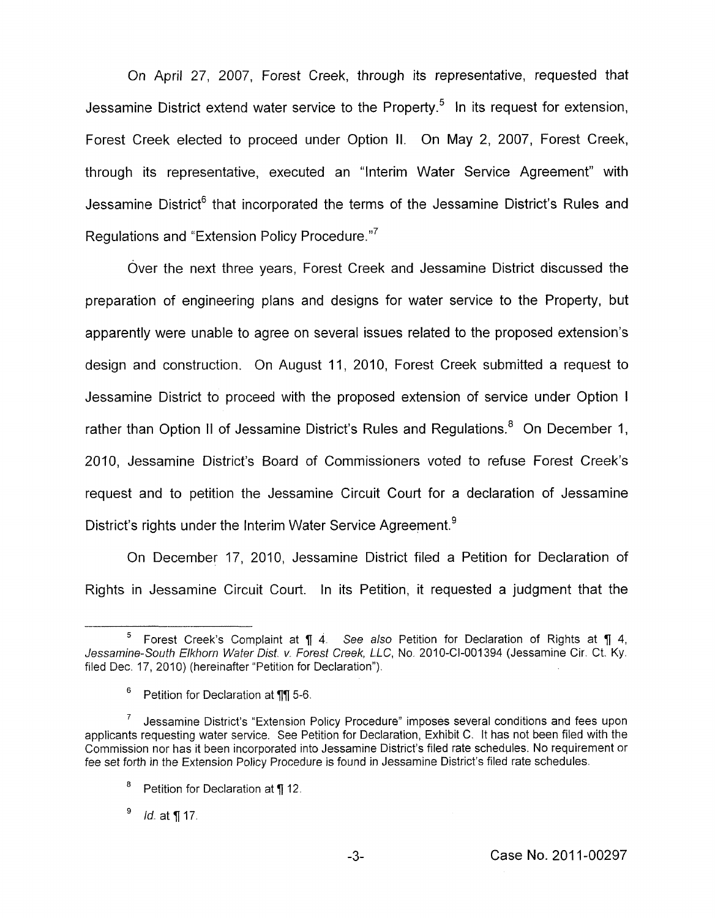On April 27, 2007, Forest Creek, through its representative, requested that Jessamine District extend water service to the Property.[5] In its request for extension, Forest Creek elected to proceed under Option II. On May 2, 2007, Forest Creek, through its representative, executed an "Interim Water Service Agreement" with Jessamine District[6] that incorporated the terms of the Jessamine District's Rules and Regulations and "Extension Policy Procedure."[7]

Over the next three years, Forest Creek and Jessamine District discussed the preparation of engineering plans and designs for water service to the Property, but apparently were unable to agree on several issues related to the proposed extension's design and construction. On August 11, 2010, Forest Creek submitted a request to Jessamine District to proceed with the proposed extension of service under Option I rather than Option II of Jessamine District's Rules and Regulations.[8] On December 1, 2010, Jessamine District's Board of Commissioners voted to refuse Forest Creek's request and to petition the Jessamine Circuit Court for a declaration of Jessamine District's rights under the Interim Water Service Agreement.[9]

On December 17, 2010, Jessamine District filed a Petition for Declaration of Rights in Jessamine Circuit Court. In its Petition, it requested a judgment that the

---

[5] Forest Creek's Complaint at ¶ 4. *See also* Petition for Declaration of Rights at ¶ 4, *Jessamine-South Elkhorn Water Dist. v. Forest Creek, LLC*, No. 2010-CI-001394 (Jessamine Cir. Ct. Ky. filed Dec. 17, 2010) (hereinafter "Petition for Declaration").

[6] Petition for Declaration at ¶¶ 5-6.

[7] Jessamine District's "Extension Policy Procedure" imposes several conditions and fees upon applicants requesting water service. See Petition for Declaration, Exhibit C. It has not been filed with the Commission nor has it been incorporated into Jessamine District's filed rate schedules. No requirement or fee set forth in the Extension Policy Procedure is found in Jessamine District's filed rate schedules.

[8] Petition for Declaration at ¶ 12.

[9] *Id.* at ¶ 17.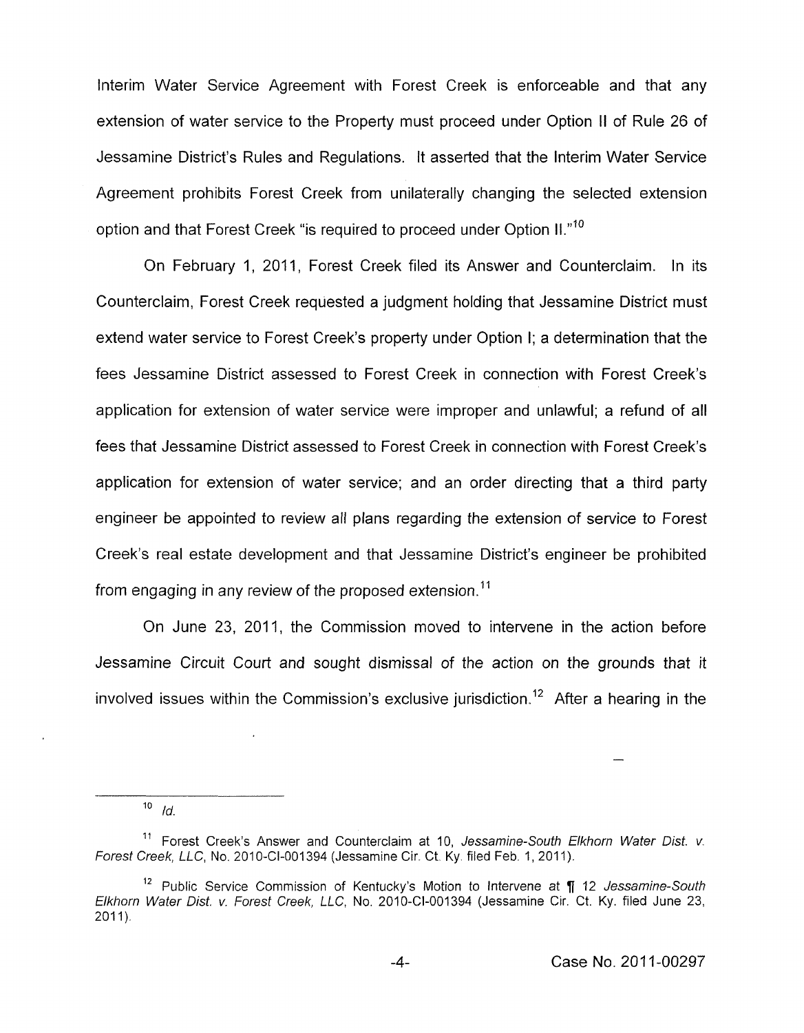Interim Water Service Agreement with Forest Creek is enforceable and that any extension of water service to the Property must proceed under Option II of Rule 26 of Jessamine District's Rules and Regulations. It asserted that the Interim Water Service Agreement prohibits Forest Creek from unilaterally changing the selected extension option and that Forest Creek "is required to proceed under Option II."[10]

On February 1, 2011, Forest Creek filed its Answer and Counterclaim. In its Counterclaim, Forest Creek requested a judgment holding that Jessamine District must extend water service to Forest Creek's property under Option I; a determination that the fees Jessamine District assessed to Forest Creek in connection with Forest Creek's application for extension of water service were improper and unlawful; a refund of all fees that Jessamine District assessed to Forest Creek in connection with Forest Creek's application for extension of water service; and an order directing that a third party engineer be appointed to review all plans regarding the extension of service to Forest Creek's real estate development and that Jessamine District's engineer be prohibited from engaging in any review of the proposed extension.[11]

On June 23, 2011, the Commission moved to intervene in the action before Jessamine Circuit Court and sought dismissal of the action on the grounds that it involved issues within the Commission's exclusive jurisdiction.[12] After a hearing in the

---

[10] *Id.*

[11] Forest Creek's Answer and Counterclaim at 10, *Jessamine-South Elkhorn Water Dist. v. Forest Creek, LLC*, No. 2010-CI-001394 (Jessamine Cir. Ct. Ky. filed Feb. 1, 2011).

[12] Public Service Commission of Kentucky's Motion to Intervene at ¶ 12 *Jessamine-South Elkhorn Water Dist. v. Forest Creek, LLC*, No. 2010-CI-001394 (Jessamine Cir. Ct. Ky. filed June 23, 2011).

Case No. 2011-00297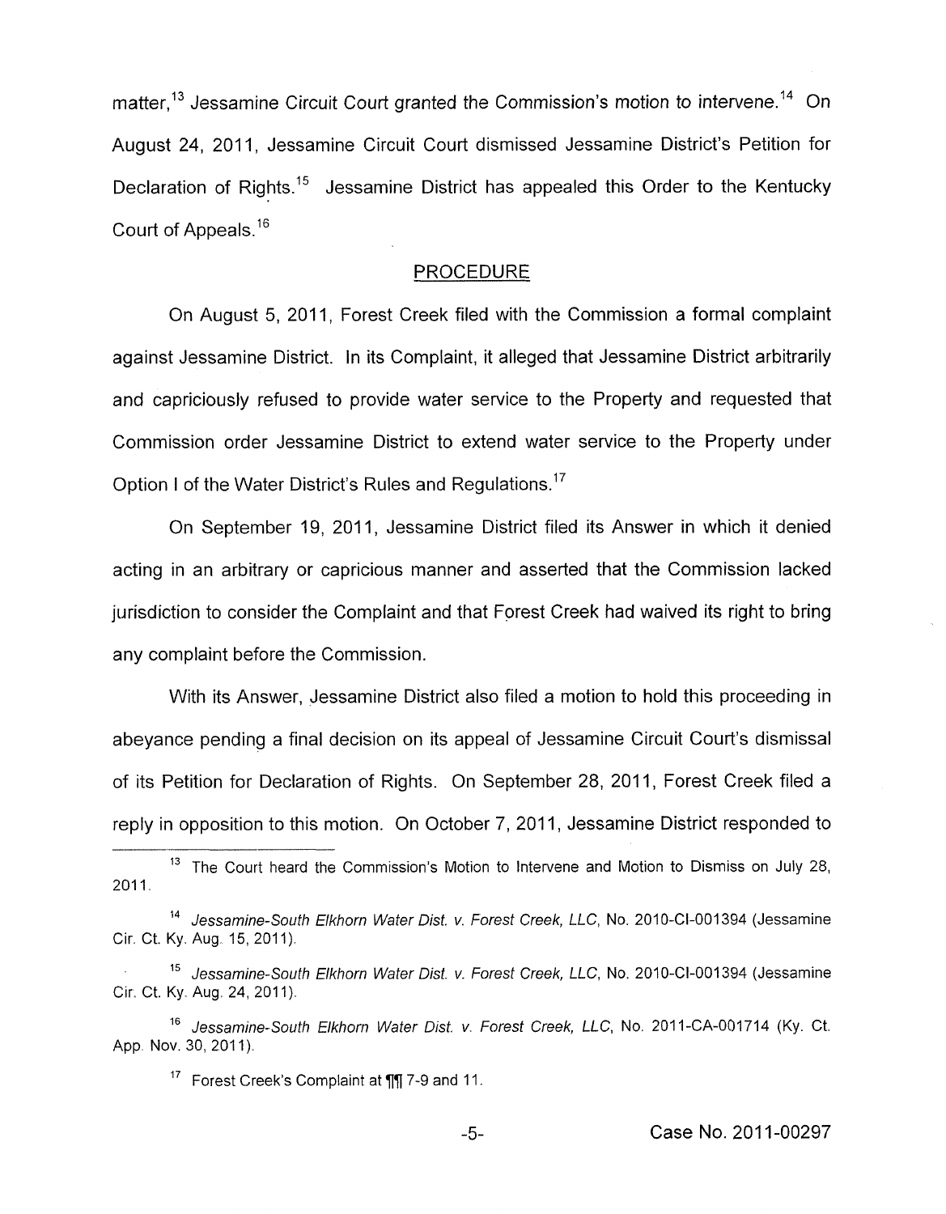matter,[13] Jessamine Circuit Court granted the Commission's motion to intervene.[14] On August 24, 2011, Jessamine Circuit Court dismissed Jessamine District's Petition for Declaration of Rights.[15] Jessamine District has appealed this Order to the Kentucky Court of Appeals.[16]

## PROCEDURE

On August 5, 2011, Forest Creek filed with the Commission a formal complaint against Jessamine District. In its Complaint, it alleged that Jessamine District arbitrarily and capriciously refused to provide water service to the Property and requested that Commission order Jessamine District to extend water service to the Property under Option I of the Water District's Rules and Regulations.[17]

On September 19, 2011, Jessamine District filed its Answer in which it denied acting in an arbitrary or capricious manner and asserted that the Commission lacked jurisdiction to consider the Complaint and that Forest Creek had waived its right to bring any complaint before the Commission.

With its Answer, Jessamine District also filed a motion to hold this proceeding in abeyance pending a final decision on its appeal of Jessamine Circuit Court's dismissal of its Petition for Declaration of Rights. On September 28, 2011, Forest Creek filed a reply in opposition to this motion. On October 7, 2011, Jessamine District responded to

---

[13] The Court heard the Commission's Motion to Intervene and Motion to Dismiss on July 28, 2011.

[14] *Jessamine-South Elkhorn Water Dist. v. Forest Creek, LLC*, No. 2010-CI-001394 (Jessamine Cir. Ct. Ky. Aug. 15, 2011).

[15] *Jessamine-South Elkhorn Water Dist. v. Forest Creek, LLC*, No. 2010-CI-001394 (Jessamine Cir. Ct. Ky. Aug. 24, 2011).

[16] *Jessamine-South Elkhorn Water Dist. v. Forest Creek, LLC*, No. 2011-CA-001714 (Ky. Ct. App. Nov. 30, 2011).

[17] Forest Creek's Complaint at ¶¶ 7-9 and 11.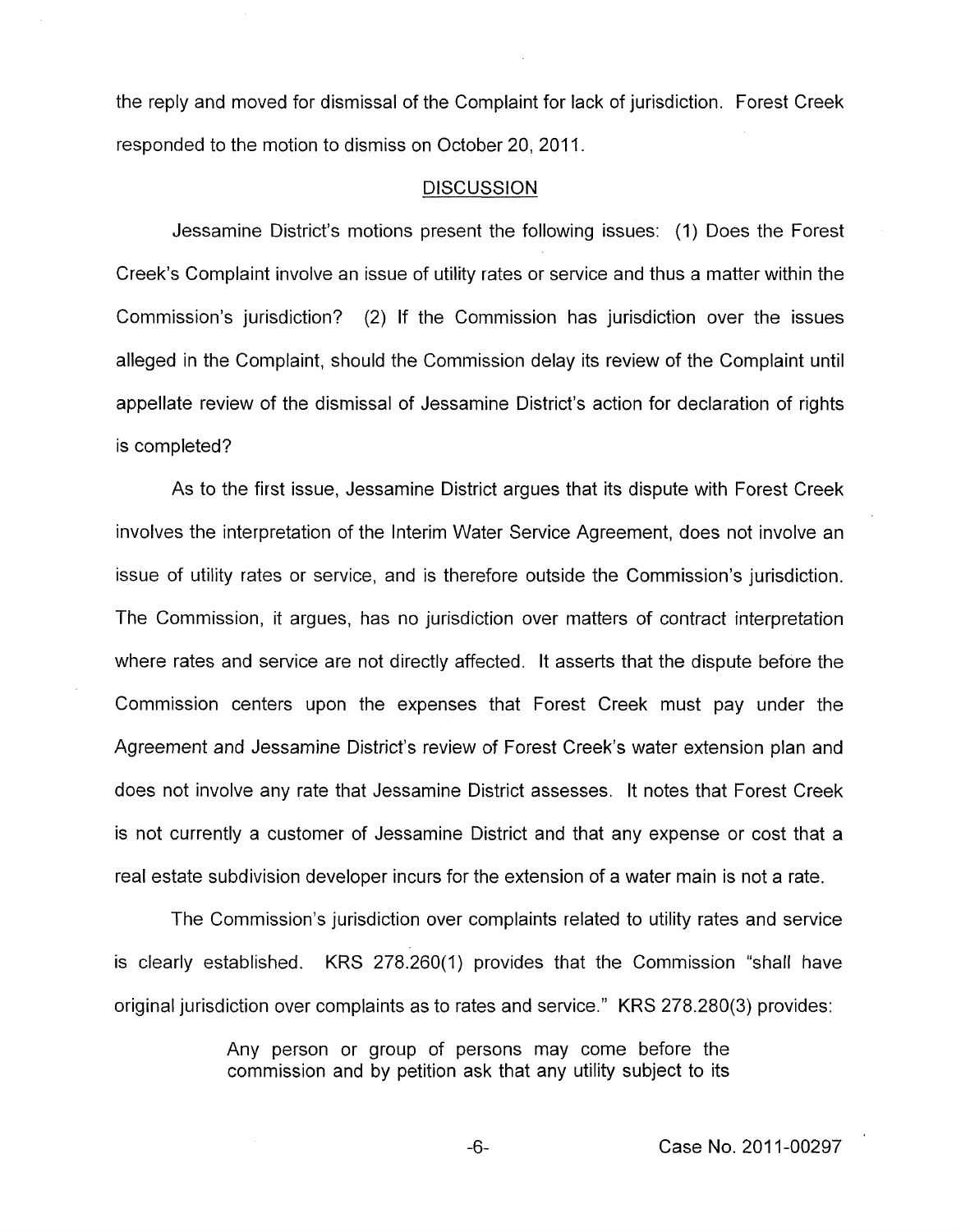the reply and moved for dismissal of the Complaint for lack of jurisdiction. Forest Creek responded to the motion to dismiss on October 20, 2011.

## DISCUSSION

Jessamine District's motions present the following issues: (1) Does the Forest Creek's Complaint involve an issue of utility rates or service and thus a matter within the Commission's jurisdiction? (2) If the Commission has jurisdiction over the issues alleged in the Complaint, should the Commission delay its review of the Complaint until appellate review of the dismissal of Jessamine District's action for declaration of rights is completed?

As to the first issue, Jessamine District argues that its dispute with Forest Creek involves the interpretation of the Interim Water Service Agreement, does not involve an issue of utility rates or service, and is therefore outside the Commission's jurisdiction. The Commission, it argues, has no jurisdiction over matters of contract interpretation where rates and service are not directly affected. It asserts that the dispute before the Commission centers upon the expenses that Forest Creek must pay under the Agreement and Jessamine District's review of Forest Creek's water extension plan and does not involve any rate that Jessamine District assesses. It notes that Forest Creek is not currently a customer of Jessamine District and that any expense or cost that a real estate subdivision developer incurs for the extension of a water main is not a rate.

The Commission's jurisdiction over complaints related to utility rates and service is clearly established. KRS 278.260(1) provides that the Commission "shall have original jurisdiction over complaints as to rates and service." KRS 278.280(3) provides:

> Any person or group of persons may come before the commission and by petition ask that any utility subject to its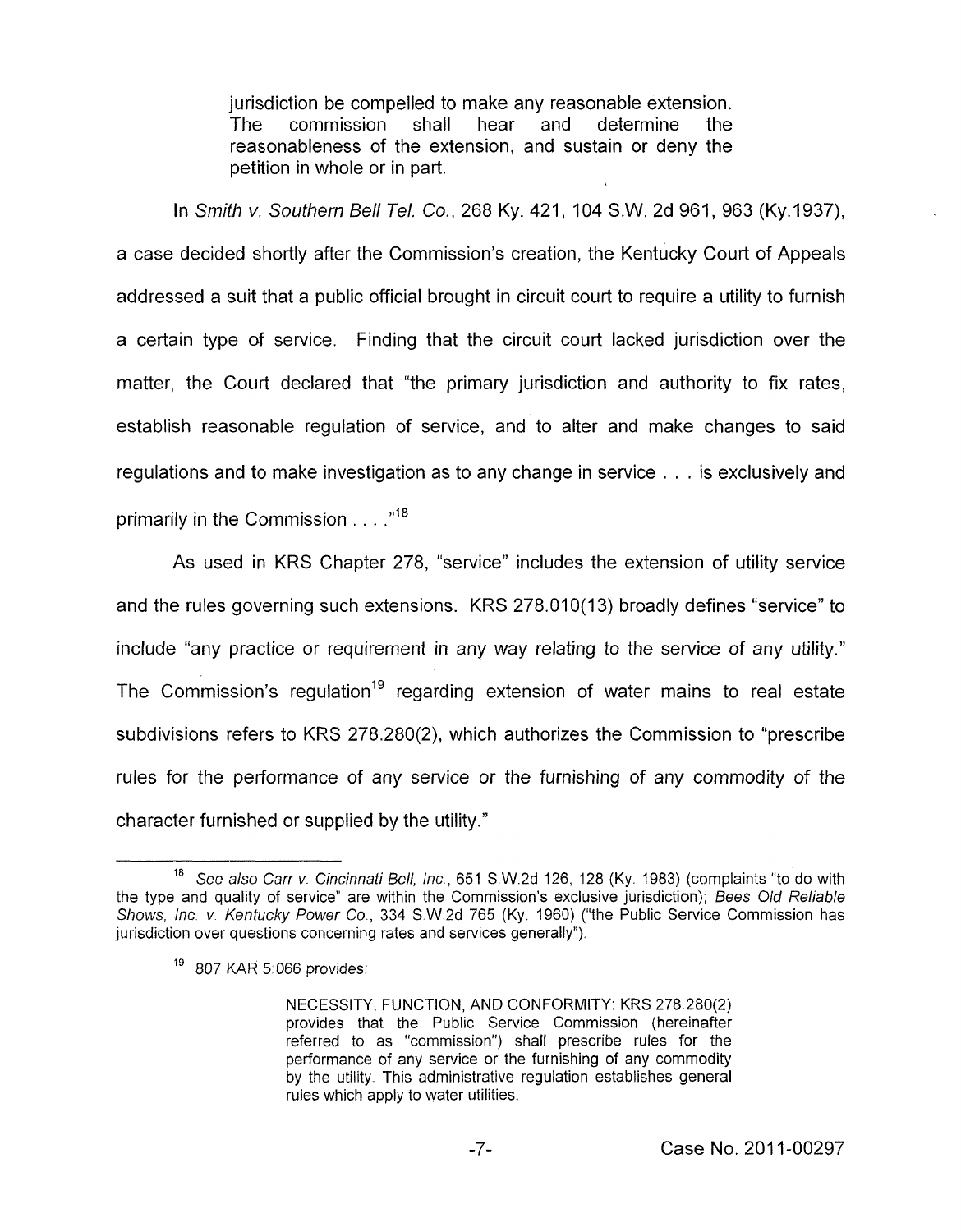> jurisdiction be compelled to make any reasonable extension. The commission shall hear and determine the reasonableness of the extension, and sustain or deny the petition in whole or in part.

In *Smith v. Southern Bell Tel. Co.*, 268 Ky. 421, 104 S.W. 2d 961, 963 (Ky.1937), a case decided shortly after the Commission's creation, the Kentucky Court of Appeals addressed a suit that a public official brought in circuit court to require a utility to furnish a certain type of service. Finding that the circuit court lacked jurisdiction over the matter, the Court declared that "the primary jurisdiction and authority to fix rates, establish reasonable regulation of service, and to alter and make changes to said regulations and to make investigation as to any change in service . . . is exclusively and primarily in the Commission . . . ."[18]

As used in KRS Chapter 278, "service" includes the extension of utility service and the rules governing such extensions. KRS 278.010(13) broadly defines "service" to include "any practice or requirement in any way relating to the service of any utility." The Commission's regulation[19] regarding extension of water mains to real estate subdivisions refers to KRS 278.280(2), which authorizes the Commission to "prescribe rules for the performance of any service or the furnishing of any commodity of the character furnished or supplied by the utility."

---

[18] *See also Carr v. Cincinnati Bell, Inc.*, 651 S.W.2d 126, 128 (Ky. 1983) (complaints "to do with the type and quality of service" are within the Commission's exclusive jurisdiction); *Bees Old Reliable Shows, Inc. v. Kentucky Power Co.*, 334 S.W.2d 765 (Ky. 1960) ("the Public Service Commission has jurisdiction over questions concerning rates and services generally").

[19] 807 KAR 5:066 provides:

> NECESSITY, FUNCTION, AND CONFORMITY: KRS 278.280(2) provides that the Public Service Commission (hereinafter referred to as "commission") shall prescribe rules for the performance of any service or the furnishing of any commodity by the utility. This administrative regulation establishes general rules which apply to water utilities.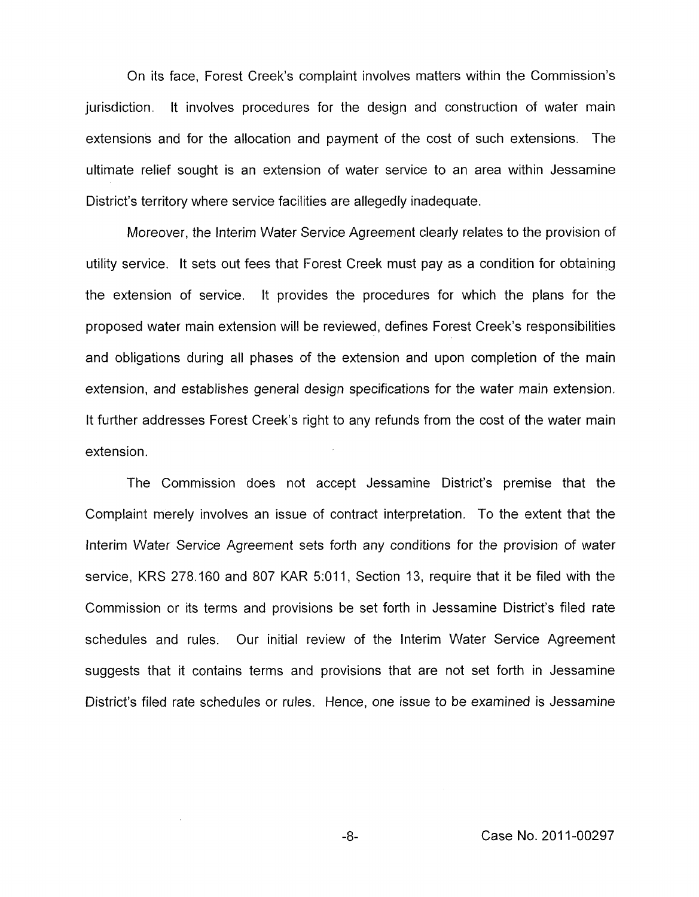On its face, Forest Creek's complaint involves matters within the Commission's jurisdiction. It involves procedures for the design and construction of water main extensions and for the allocation and payment of the cost of such extensions. The ultimate relief sought is an extension of water service to an area within Jessamine District's territory where service facilities are allegedly inadequate.

Moreover, the Interim Water Service Agreement clearly relates to the provision of utility service. It sets out fees that Forest Creek must pay as a condition for obtaining the extension of service. It provides the procedures for which the plans for the proposed water main extension will be reviewed, defines Forest Creek's responsibilities and obligations during all phases of the extension and upon completion of the main extension, and establishes general design specifications for the water main extension. It further addresses Forest Creek's right to any refunds from the cost of the water main extension.

The Commission does not accept Jessamine District's premise that the Complaint merely involves an issue of contract interpretation. To the extent that the Interim Water Service Agreement sets forth any conditions for the provision of water service, KRS 278.160 and 807 KAR 5:011, Section 13, require that it be filed with the Commission or its terms and provisions be set forth in Jessamine District's filed rate schedules and rules. Our initial review of the Interim Water Service Agreement suggests that it contains terms and provisions that are not set forth in Jessamine District's filed rate schedules or rules. Hence, one issue to be examined is Jessamine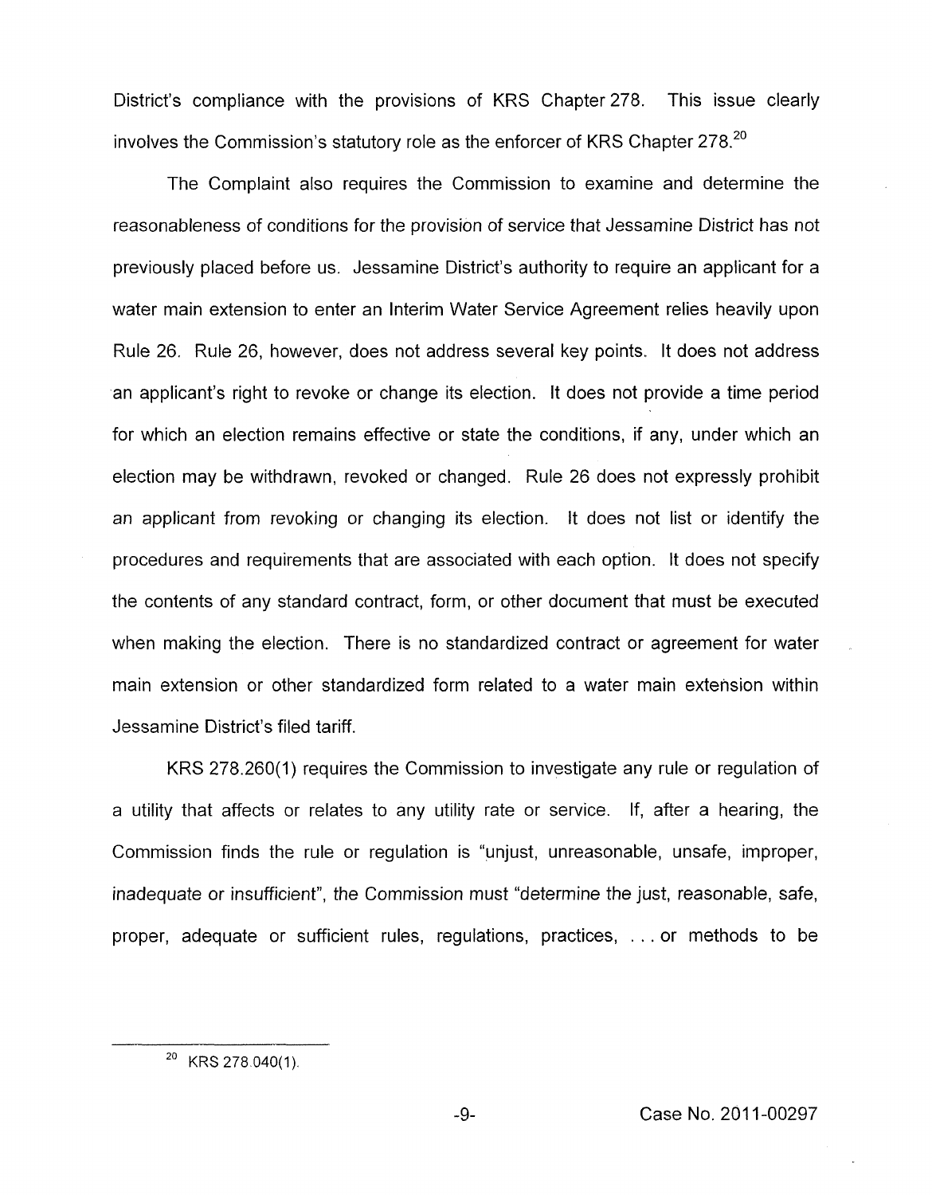District's compliance with the provisions of KRS Chapter 278. This issue clearly involves the Commission's statutory role as the enforcer of KRS Chapter 278.[20]

The Complaint also requires the Commission to examine and determine the reasonableness of conditions for the provision of service that Jessamine District has not previously placed before us. Jessamine District's authority to require an applicant for a water main extension to enter an Interim Water Service Agreement relies heavily upon Rule 26. Rule 26, however, does not address several key points. It does not address an applicant's right to revoke or change its election. It does not provide a time period for which an election remains effective or state the conditions, if any, under which an election may be withdrawn, revoked or changed. Rule 26 does not expressly prohibit an applicant from revoking or changing its election. It does not list or identify the procedures and requirements that are associated with each option. It does not specify the contents of any standard contract, form, or other document that must be executed when making the election. There is no standardized contract or agreement for water main extension or other standardized form related to a water main extension within Jessamine District's filed tariff.

KRS 278.260(1) requires the Commission to investigate any rule or regulation of a utility that affects or relates to any utility rate or service. If, after a hearing, the Commission finds the rule or regulation is "unjust, unreasonable, unsafe, improper, inadequate or insufficient", the Commission must "determine the just, reasonable, safe, proper, adequate or sufficient rules, regulations, practices, . . . or methods to be

---

[20] KRS 278.040(1).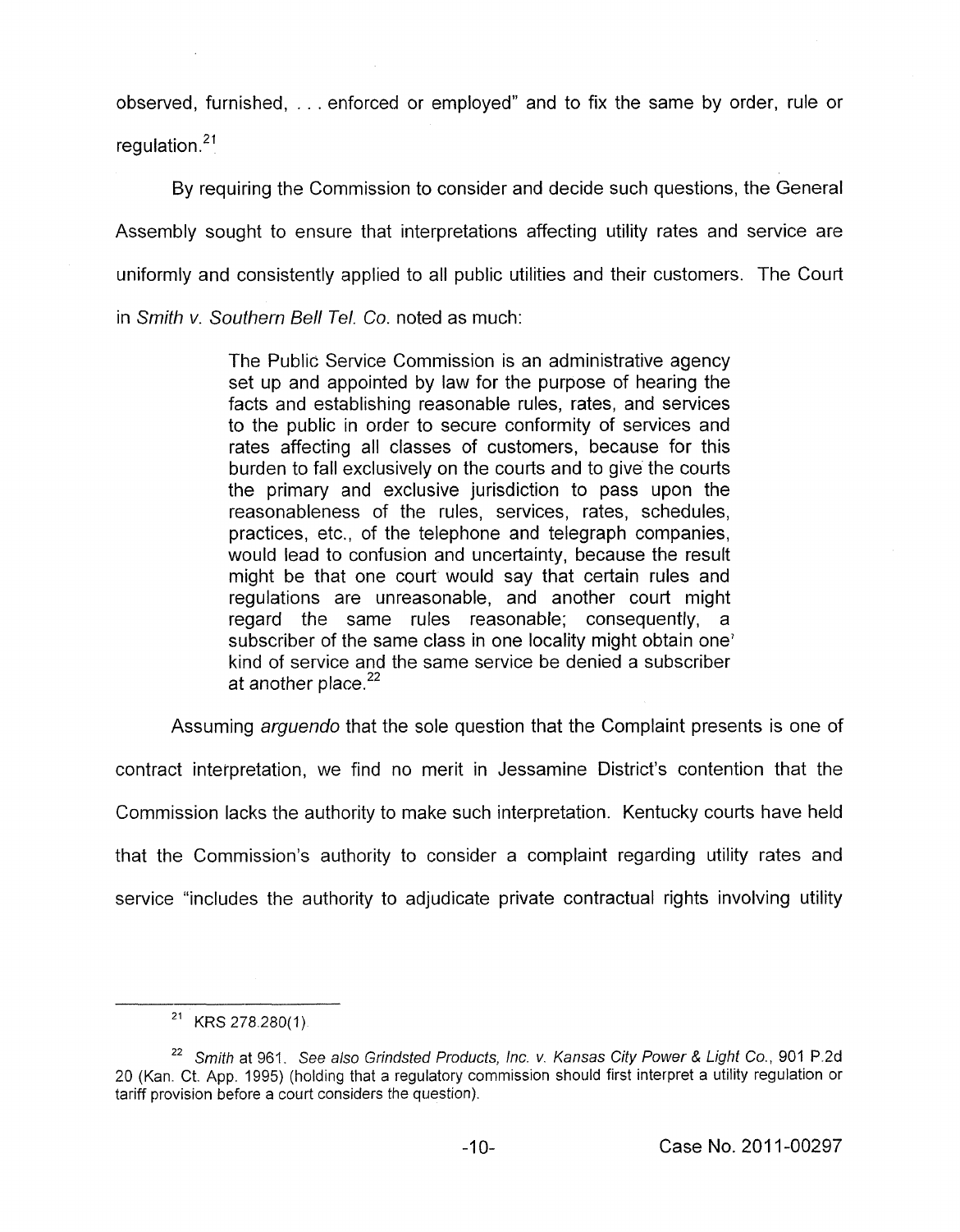observed, furnished, . . . enforced or employed" and to fix the same by order, rule or regulation.[21]

By requiring the Commission to consider and decide such questions, the General Assembly sought to ensure that interpretations affecting utility rates and service are uniformly and consistently applied to all public utilities and their customers. The Court in *Smith v. Southern Bell Tel. Co.* noted as much:

> The Public Service Commission is an administrative agency set up and appointed by law for the purpose of hearing the facts and establishing reasonable rules, rates, and services to the public in order to secure conformity of services and rates affecting all classes of customers, because for this burden to fall exclusively on the courts and to give the courts the primary and exclusive jurisdiction to pass upon the reasonableness of the rules, services, rates, schedules, practices, etc., of the telephone and telegraph companies, would lead to confusion and uncertainty, because the result might be that one court would say that certain rules and regulations are unreasonable, and another court might regard the same rules reasonable; consequently, a subscriber of the same class in one locality might obtain one' kind of service and the same service be denied a subscriber at another place.[22]

Assuming *arguendo* that the sole question that the Complaint presents is one of contract interpretation, we find no merit in Jessamine District's contention that the Commission lacks the authority to make such interpretation. Kentucky courts have held that the Commission's authority to consider a complaint regarding utility rates and service "includes the authority to adjudicate private contractual rights involving utility

---

[21] KRS 278.280(1).

[22] *Smith* at 961. *See also Grindsted Products, Inc. v. Kansas City Power & Light Co.*, 901 P.2d 20 (Kan. Ct. App. 1995) (holding that a regulatory commission should first interpret a utility regulation or tariff provision before a court considers the question).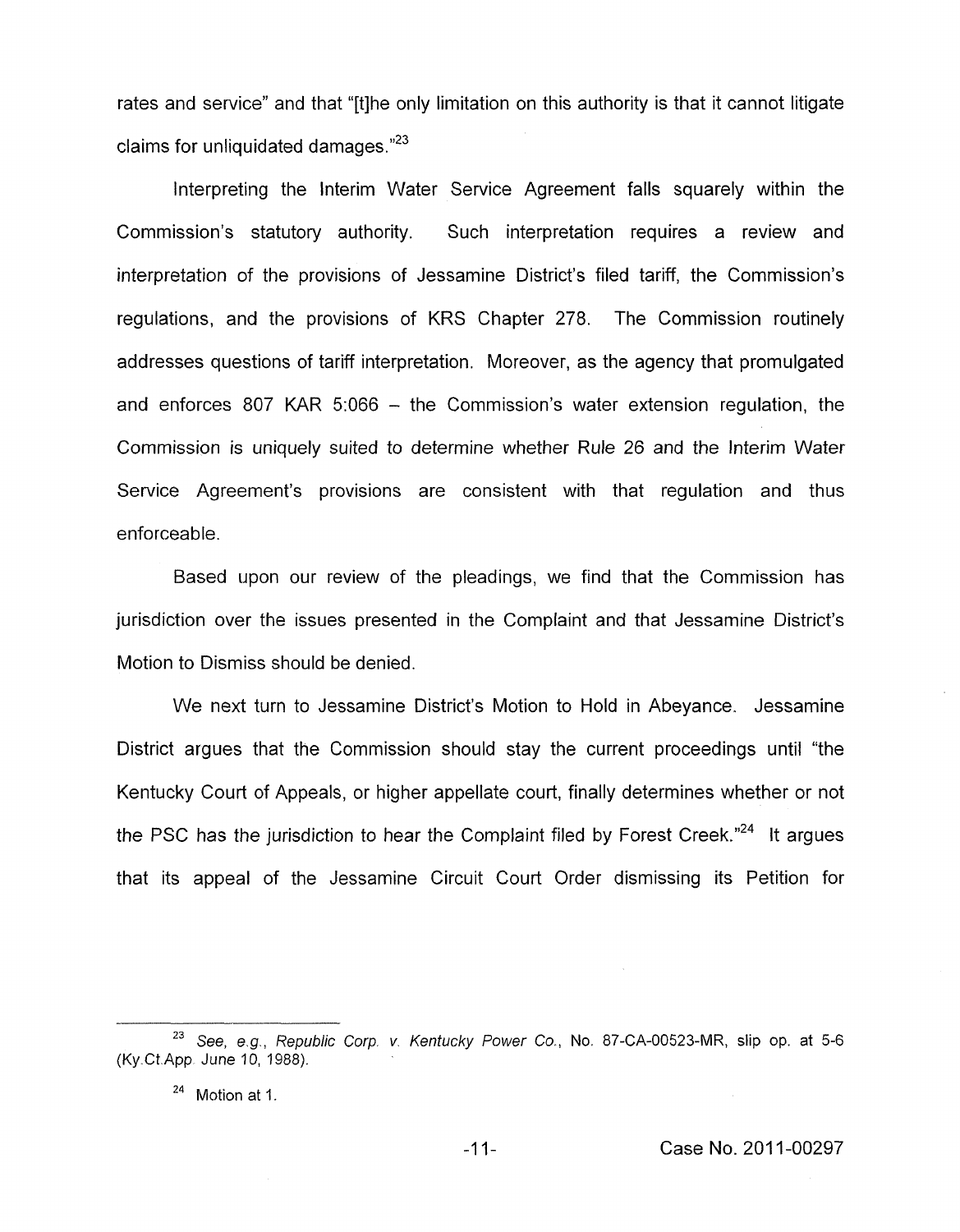rates and service" and that "[t]he only limitation on this authority is that it cannot litigate claims for unliquidated damages."[23]

Interpreting the Interim Water Service Agreement falls squarely within the Commission's statutory authority. Such interpretation requires a review and interpretation of the provisions of Jessamine District's filed tariff, the Commission's regulations, and the provisions of KRS Chapter 278. The Commission routinely addresses questions of tariff interpretation. Moreover, as the agency that promulgated and enforces 807 KAR 5:066 – the Commission's water extension regulation, the Commission is uniquely suited to determine whether Rule 26 and the Interim Water Service Agreement's provisions are consistent with that regulation and thus enforceable.

Based upon our review of the pleadings, we find that the Commission has jurisdiction over the issues presented in the Complaint and that Jessamine District's Motion to Dismiss should be denied.

We next turn to Jessamine District's Motion to Hold in Abeyance. Jessamine District argues that the Commission should stay the current proceedings until "the Kentucky Court of Appeals, or higher appellate court, finally determines whether or not the PSC has the jurisdiction to hear the Complaint filed by Forest Creek."[24] It argues that its appeal of the Jessamine Circuit Court Order dismissing its Petition for

---

[23] *See, e.g., Republic Corp. v. Kentucky Power Co.*, No. 87-CA-00523-MR, slip op. at 5-6 (Ky.Ct.App. June 10, 1988).

[24] Motion at 1.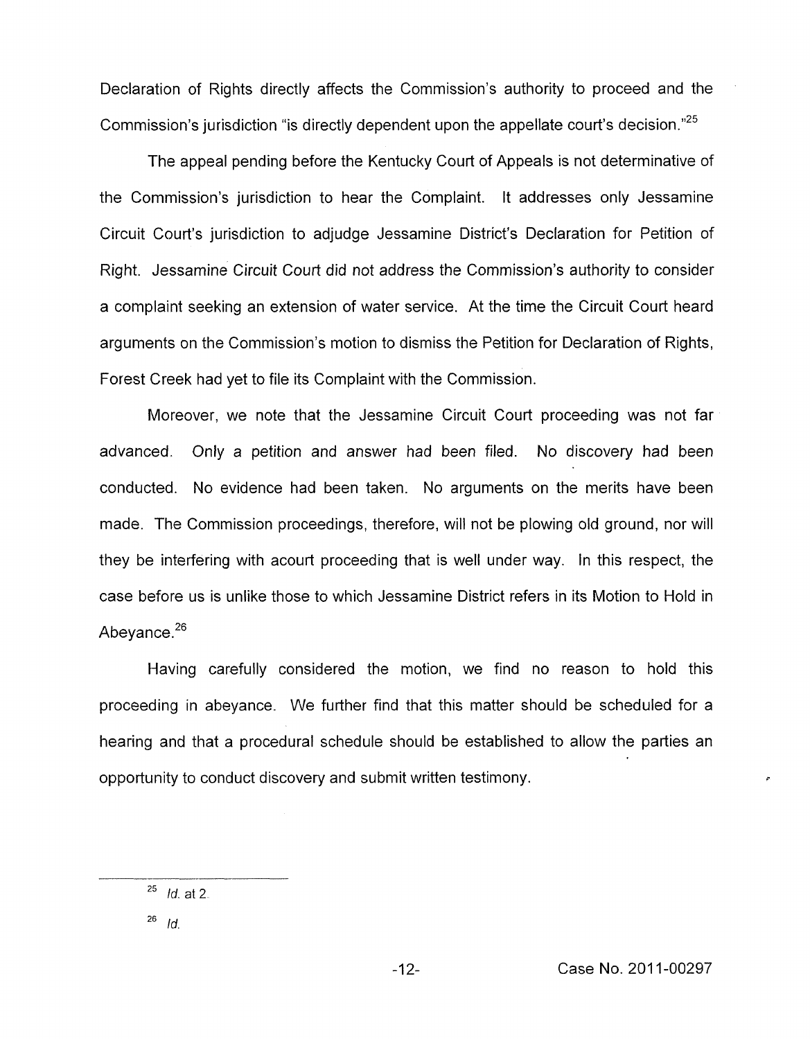Declaration of Rights directly affects the Commission's authority to proceed and the Commission's jurisdiction "is directly dependent upon the appellate court's decision."[25]

The appeal pending before the Kentucky Court of Appeals is not determinative of the Commission's jurisdiction to hear the Complaint. It addresses only Jessamine Circuit Court's jurisdiction to adjudge Jessamine District's Declaration for Petition of Right. Jessamine Circuit Court did not address the Commission's authority to consider a complaint seeking an extension of water service. At the time the Circuit Court heard arguments on the Commission's motion to dismiss the Petition for Declaration of Rights, Forest Creek had yet to file its Complaint with the Commission.

Moreover, we note that the Jessamine Circuit Court proceeding was not far advanced. Only a petition and answer had been filed. No discovery had been conducted. No evidence had been taken. No arguments on the merits have been made. The Commission proceedings, therefore, will not be plowing old ground, nor will they be interfering with acourt proceeding that is well under way. In this respect, the case before us is unlike those to which Jessamine District refers in its Motion to Hold in Abeyance.[26]

Having carefully considered the motion, we find no reason to hold this proceeding in abeyance. We further find that this matter should be scheduled for a hearing and that a procedural schedule should be established to allow the parties an opportunity to conduct discovery and submit written testimony.

---

[25] *Id.* at 2.

[26] *Id.*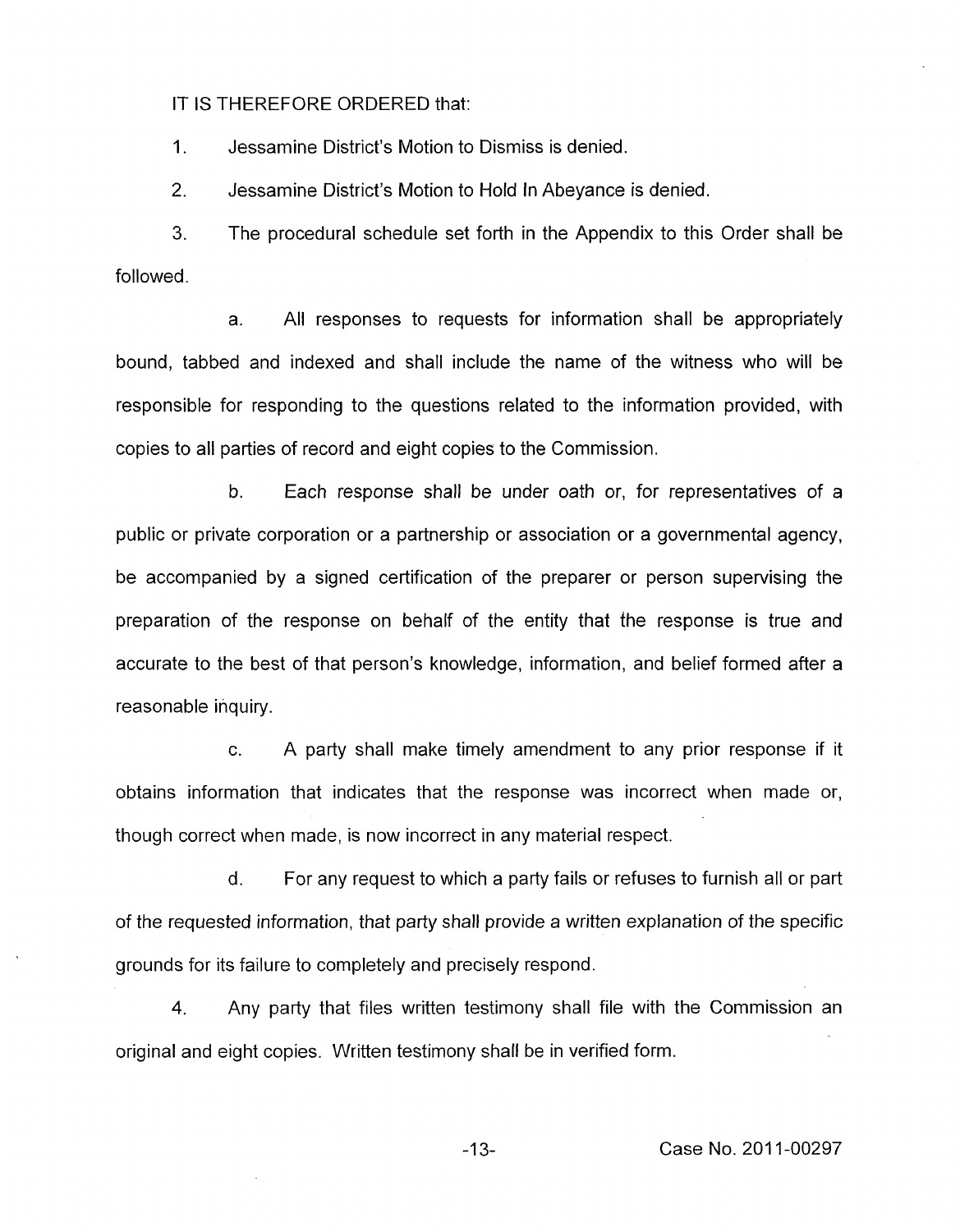IT IS THEREFORE ORDERED that:

1. Jessamine District's Motion to Dismiss is denied.

2. Jessamine District's Motion to Hold In Abeyance is denied.

3. The procedural schedule set forth in the Appendix to this Order shall be followed.

   a. All responses to requests for information shall be appropriately bound, tabbed and indexed and shall include the name of the witness who will be responsible for responding to the questions related to the information provided, with copies to all parties of record and eight copies to the Commission.

   b. Each response shall be under oath or, for representatives of a public or private corporation or a partnership or association or a governmental agency, be accompanied by a signed certification of the preparer or person supervising the preparation of the response on behalf of the entity that the response is true and accurate to the best of that person's knowledge, information, and belief formed after a reasonable inquiry.

   c. A party shall make timely amendment to any prior response if it obtains information that indicates that the response was incorrect when made or, though correct when made, is now incorrect in any material respect.

   d. For any request to which a party fails or refuses to furnish all or part of the requested information, that party shall provide a written explanation of the specific grounds for its failure to completely and precisely respond.

4. Any party that files written testimony shall file with the Commission an original and eight copies. Written testimony shall be in verified form.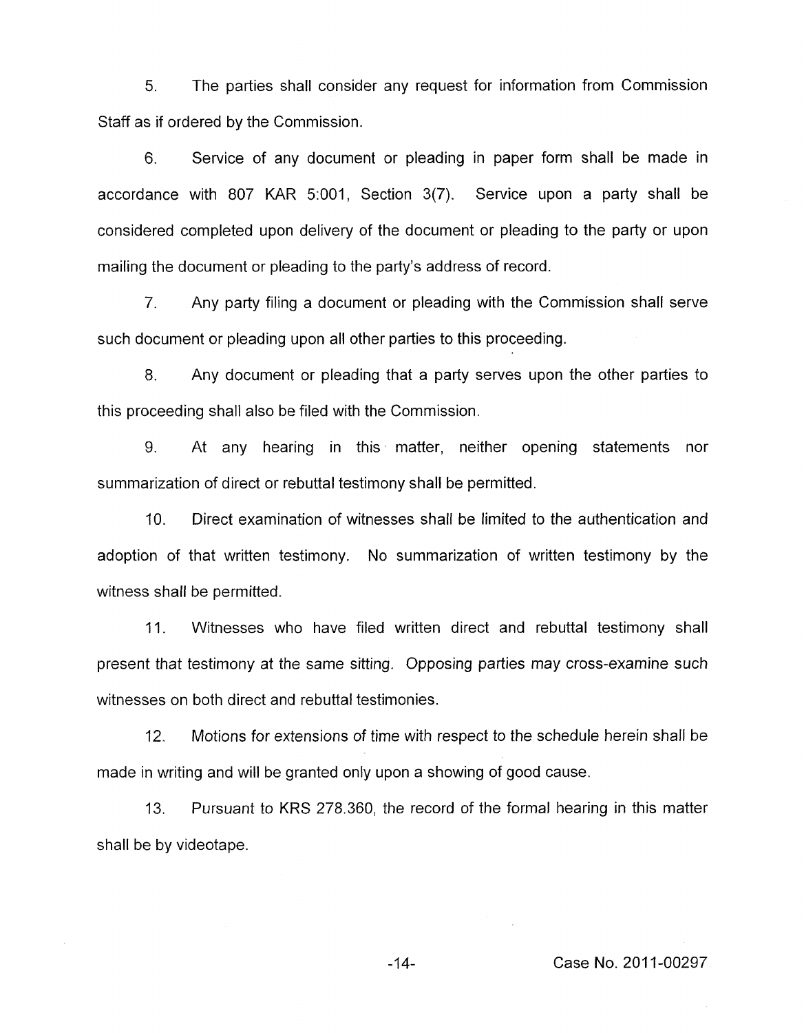5. The parties shall consider any request for information from Commission Staff as if ordered by the Commission.

6. Service of any document or pleading in paper form shall be made in accordance with 807 KAR 5:001, Section 3(7). Service upon a party shall be considered completed upon delivery of the document or pleading to the party or upon mailing the document or pleading to the party's address of record.

7. Any party filing a document or pleading with the Commission shall serve such document or pleading upon all other parties to this proceeding.

8. Any document or pleading that a party serves upon the other parties to this proceeding shall also be filed with the Commission.

9. At any hearing in this matter, neither opening statements nor summarization of direct or rebuttal testimony shall be permitted.

10. Direct examination of witnesses shall be limited to the authentication and adoption of that written testimony. No summarization of written testimony by the witness shall be permitted.

11. Witnesses who have filed written direct and rebuttal testimony shall present that testimony at the same sitting. Opposing parties may cross-examine such witnesses on both direct and rebuttal testimonies.

12. Motions for extensions of time with respect to the schedule herein shall be made in writing and will be granted only upon a showing of good cause.

13. Pursuant to KRS 278.360, the record of the formal hearing in this matter shall be by videotape.

Case No. 2011-00297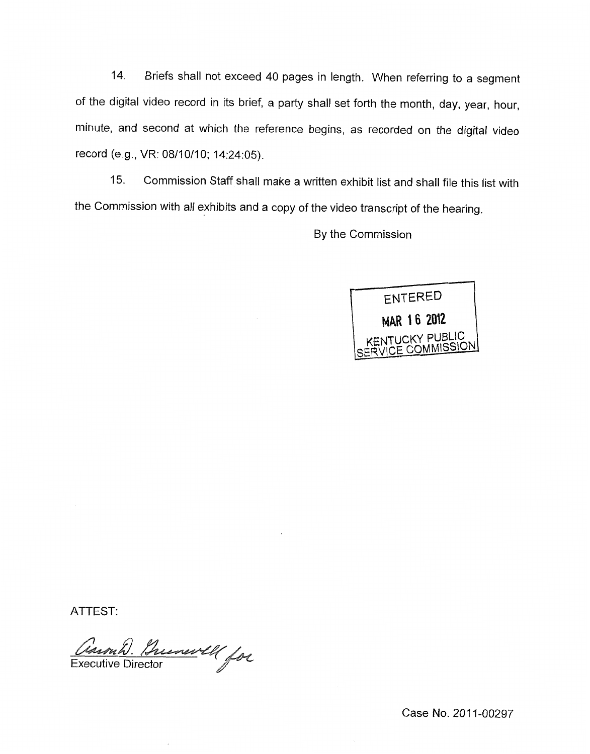14. Briefs shall not exceed 40 pages in length. When referring to a segment of the digital video record in its brief, a party shall set forth the month, day, year, hour, minute, and second at which the reference begins, as recorded on the digital video record (e.g., VR: 08/10/10; 14:24:05).

15. Commission Staff shall make a written exhibit list and shall file this list with the Commission with *all* exhibits and a copy of the video transcript of the hearing.

By the Commission

ENTERED
MAR 16 2012
KENTUCKY PUBLIC SERVICE COMMISSION

ATTEST:

Executive Director

Case No. 2011-00297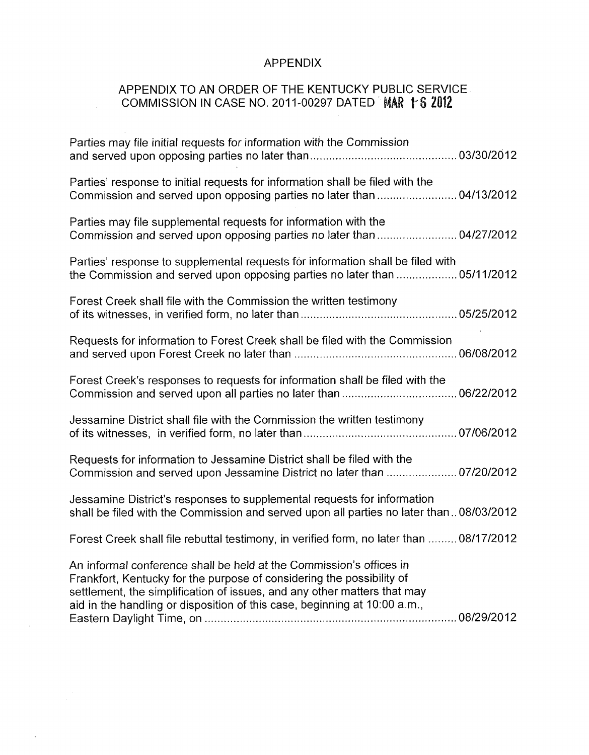# APPENDIX

## APPENDIX TO AN ORDER OF THE KENTUCKY PUBLIC SERVICE COMMISSION IN CASE NO. 2011-00297 DATED MAR 16 2012

Parties may file initial requests for information with the Commission and served upon opposing parties no later than .............................................. 03/30/2012

Parties' response to initial requests for information shall be filed with the Commission and served upon opposing parties no later than ......................... 04/13/2012

Parties may file supplemental requests for information with the Commission and served upon opposing parties no later than ......................... 04/27/2012

Parties' response to supplemental requests for information shall be filed with the Commission and served upon opposing parties no later than ................... 05/11/2012

Forest Creek shall file with the Commission the written testimony of its witnesses, in verified form, no later than ................................................. 05/25/2012

Requests for information to Forest Creek shall be filed with the Commission and served upon Forest Creek no later than .................................................. 06/08/2012

Forest Creek's responses to requests for information shall be filed with the Commission and served upon all parties no later than ................................... 06/22/2012

Jessamine District shall file with the Commission the written testimony of its witnesses, in verified form, no later than ............................................... 07/06/2012

Requests for information to Jessamine District shall be filed with the Commission and served upon Jessamine District no later than ...................... 07/20/2012

Jessamine District's responses to supplemental requests for information shall be filed with the Commission and served upon all parties no later than .. 08/03/2012

Forest Creek shall file rebuttal testimony, in verified form, no later than ......... 08/17/2012

An informal conference shall be held at the Commission's offices in Frankfort, Kentucky for the purpose of considering the possibility of settlement, the simplification of issues, and any other matters that may aid in the handling or disposition of this case, beginning at 10:00 a.m., Eastern Daylight Time, on .............................................................................. 08/29/2012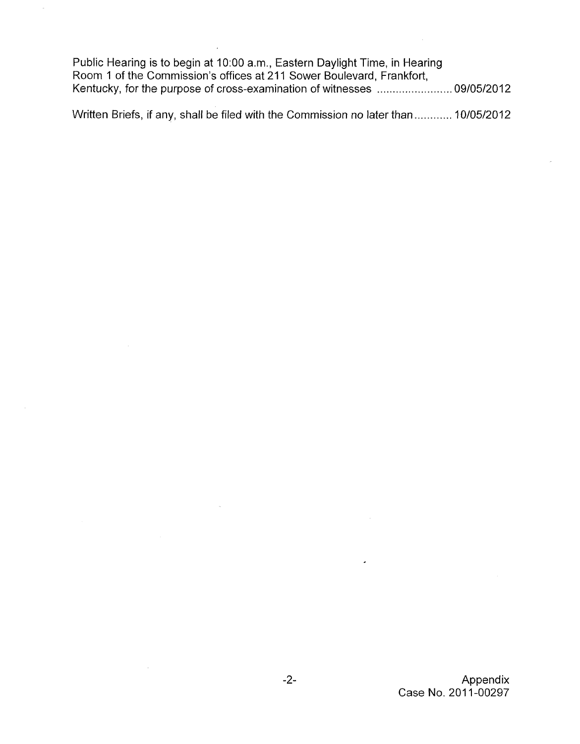Public Hearing is to begin at 10:00 a.m., Eastern Daylight Time, in Hearing Room 1 of the Commission's offices at 211 Sower Boulevard, Frankfort, Kentucky, for the purpose of cross-examination of witnesses ........................ 09/05/2012

Written Briefs, if any, shall be filed with the Commission no later than ............ 10/05/2012

Appendix
Case No. 2011-00297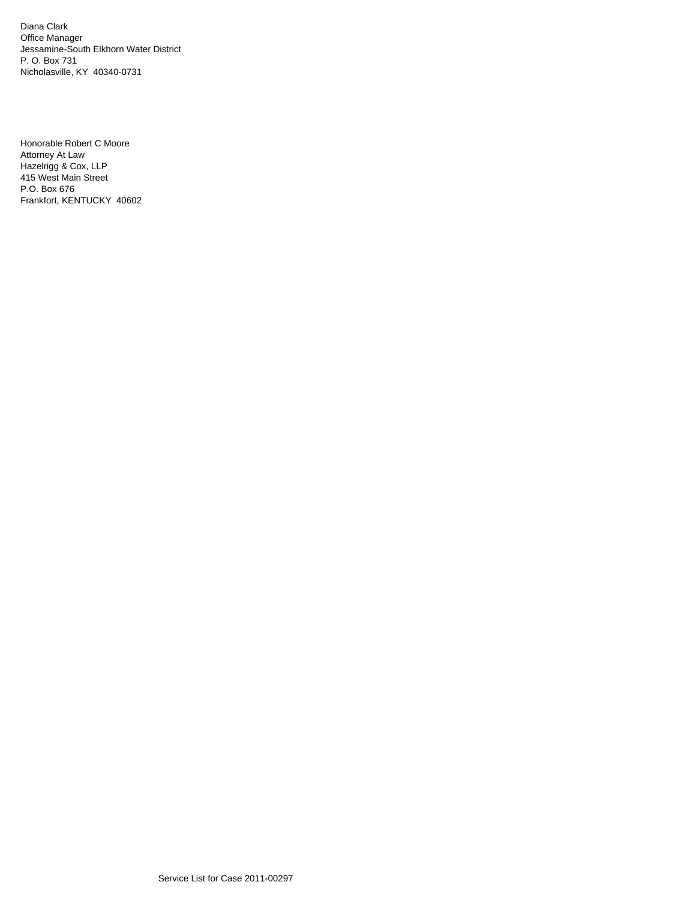Diana Clark
Office Manager
Jessamine-South Elkhorn Water District
P. O. Box 731
Nicholasville, KY 40340-0731

Honorable Robert C Moore
Attorney At Law
Hazelrigg & Cox, LLP
415 West Main Street
P.O. Box 676
Frankfort, KENTUCKY 40602

Service List for Case 2011-00297